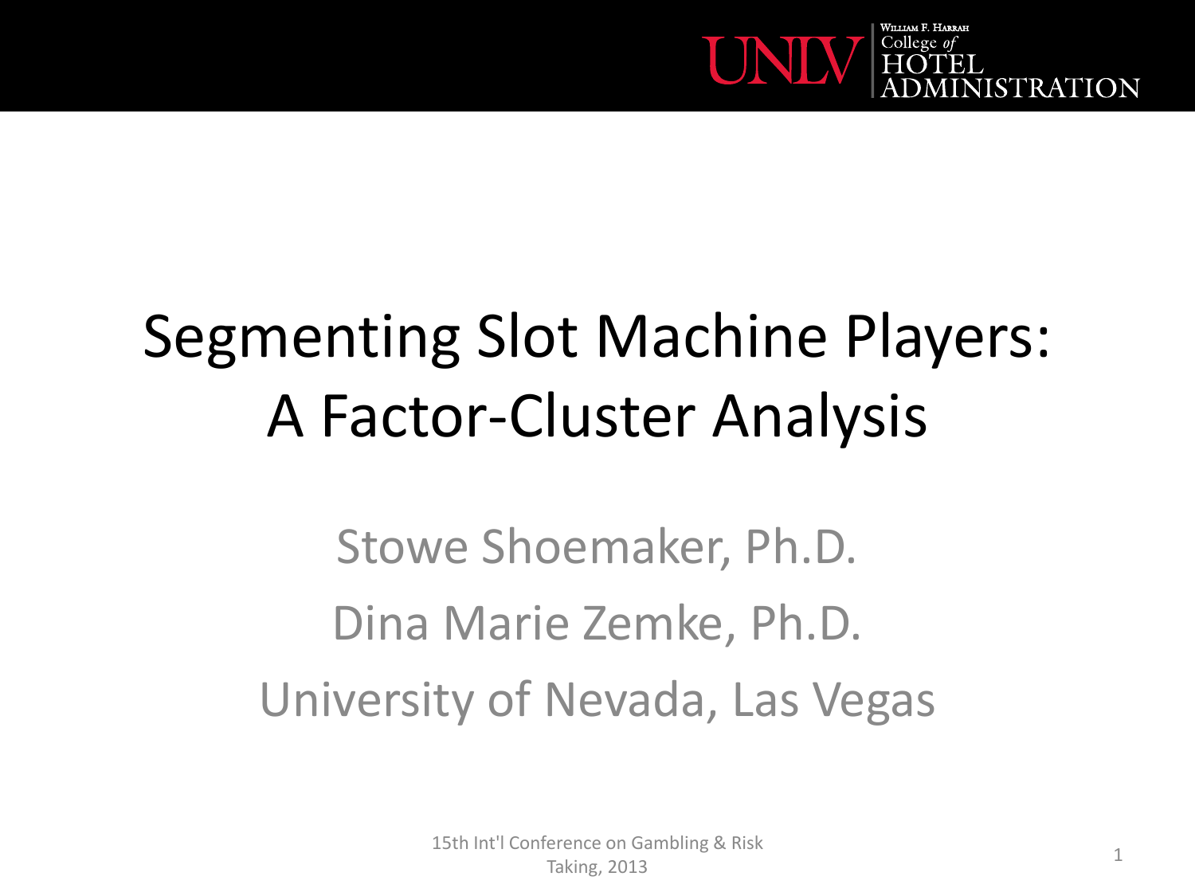WILLIAM F. HARRAH College *of* HOTEL ADMINISTRATION — UNLV

# Segmenting Slot Machine Players: A Factor-Cluster Analysis

Stowe Shoemaker, Ph.D.

Dina Marie Zemke, Ph.D.

University of Nevada, Las Vegas

15th Int'l Conference on Gambling & Risk Taking, 2013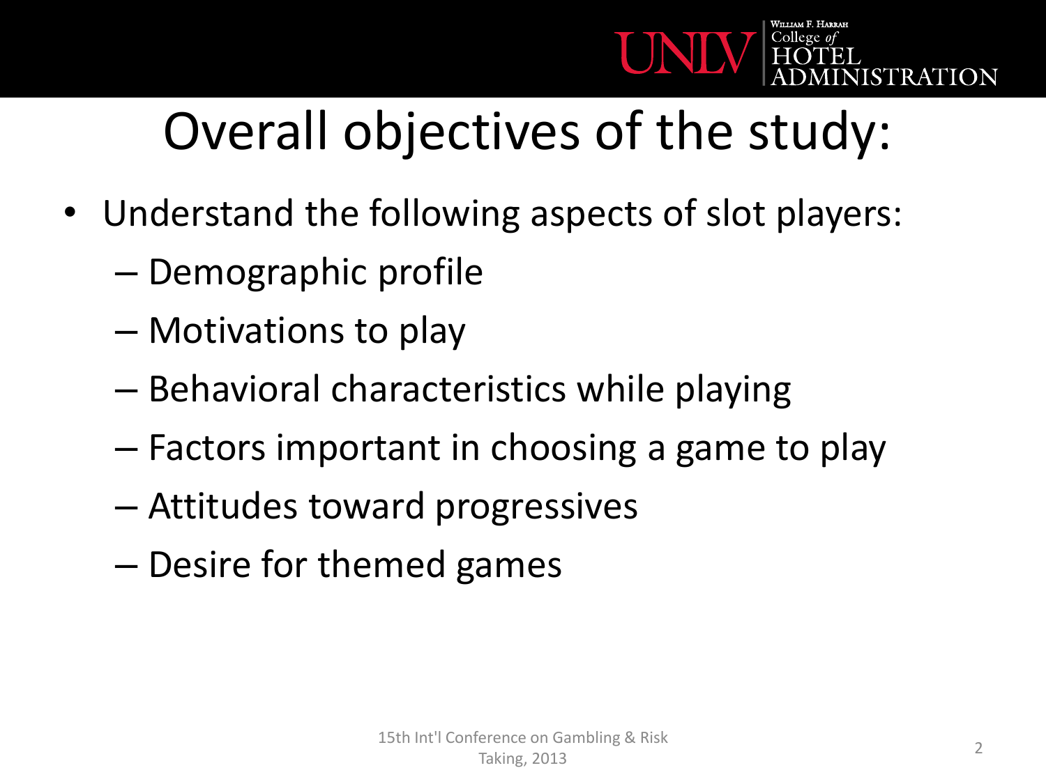# Overall objectives of the study:

- Understand the following aspects of slot players:
  - Demographic profile
  - Motivations to play
  - Behavioral characteristics while playing
  - Factors important in choosing a game to play
  - Attitudes toward progressives
  - Desire for themed games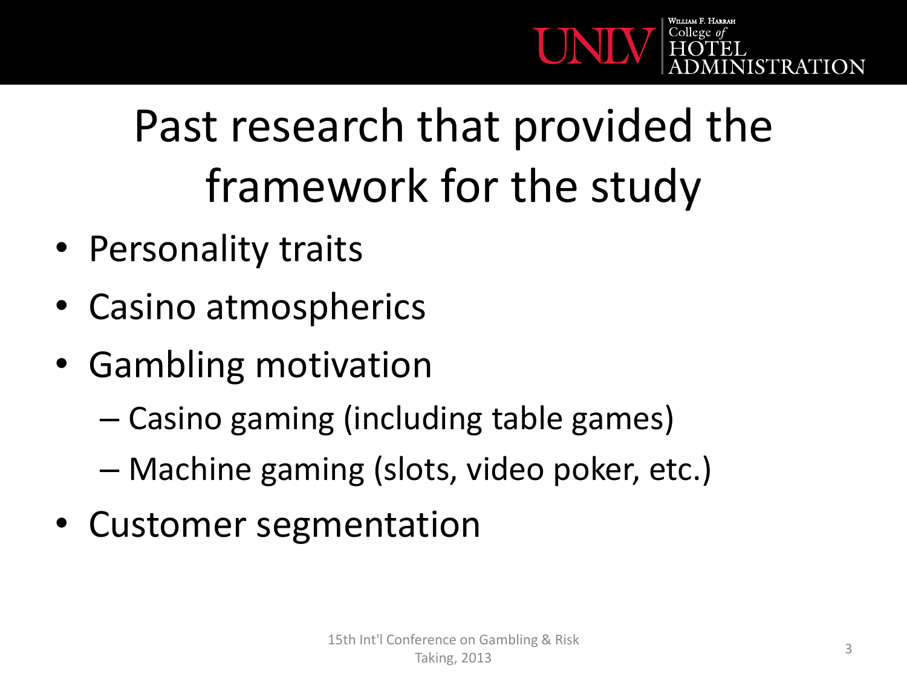# Past research that provided the framework for the study

- Personality traits
- Casino atmospherics
- Gambling motivation
  - Casino gaming (including table games)
  - Machine gaming (slots, video poker, etc.)
- Customer segmentation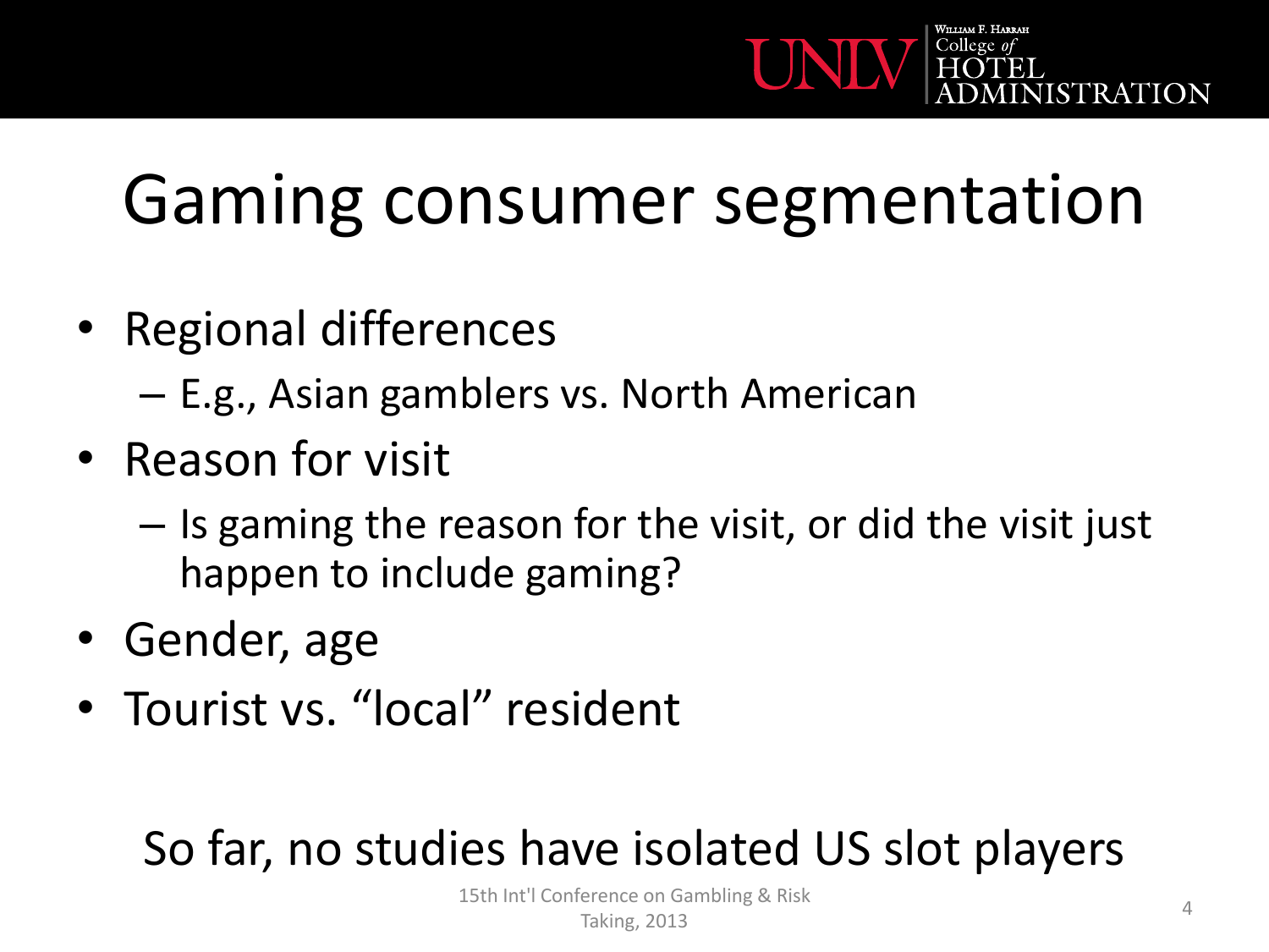# Gaming consumer segmentation

- Regional differences
  - E.g., Asian gamblers vs. North American
- Reason for visit
  - Is gaming the reason for the visit, or did the visit just happen to include gaming?
- Gender, age
- Tourist vs. "local" resident

So far, no studies have isolated US slot players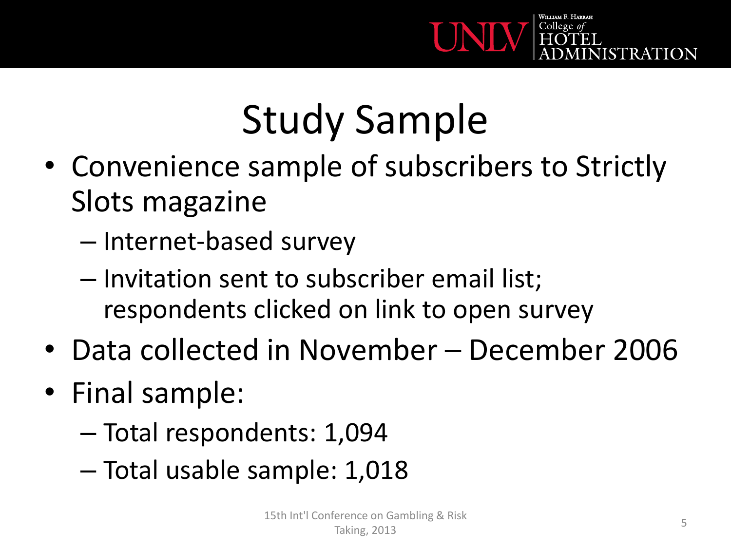# Study Sample

- Convenience sample of subscribers to Strictly Slots magazine
  - Internet-based survey
  - Invitation sent to subscriber email list; respondents clicked on link to open survey
- Data collected in November – December 2006
- Final sample:
  - Total respondents: 1,094
  - Total usable sample: 1,018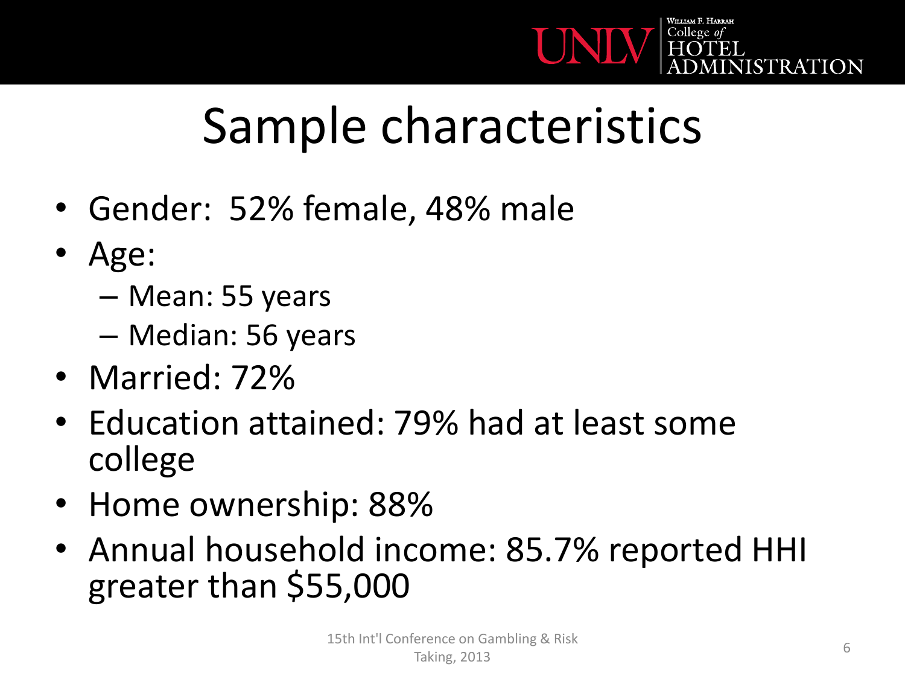# Sample characteristics

- Gender: 52% female, 48% male
- Age:
  - Mean: 55 years
  - Median: 56 years
- Married: 72%
- Education attained: 79% had at least some college
- Home ownership: 88%
- Annual household income: 85.7% reported HHI greater than $55,000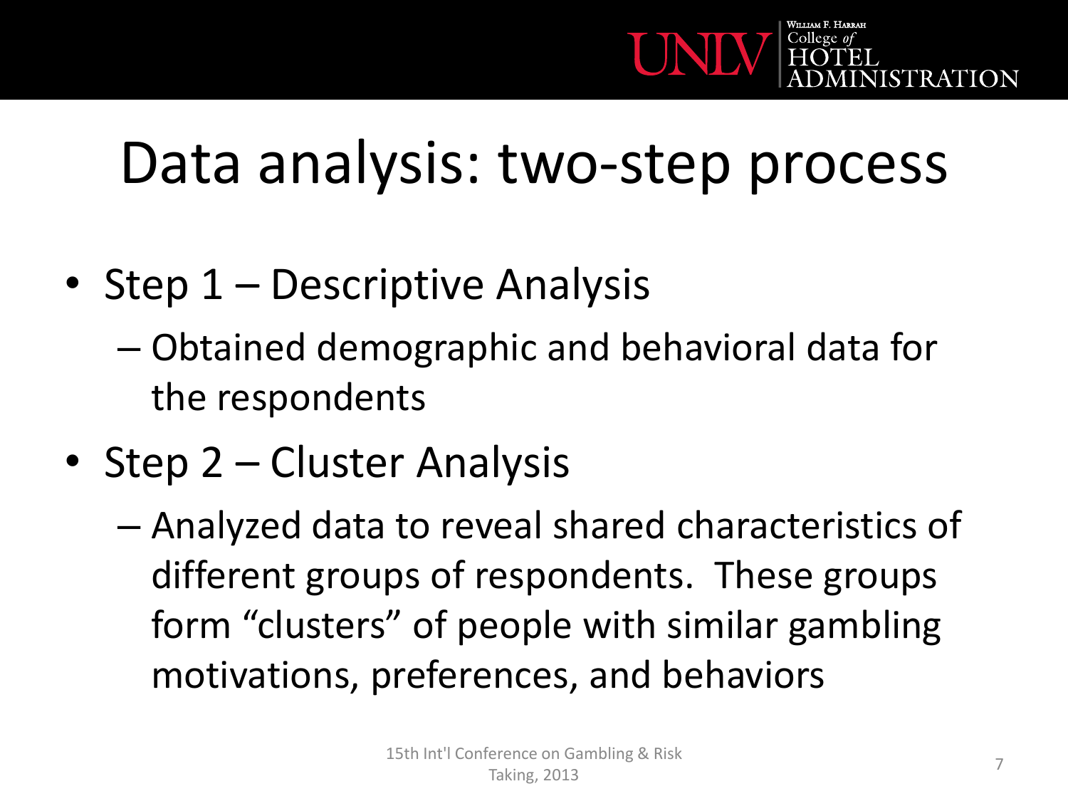# Data analysis: two-step process

- Step 1 – Descriptive Analysis
  - Obtained demographic and behavioral data for the respondents
- Step 2 – Cluster Analysis
  - Analyzed data to reveal shared characteristics of different groups of respondents. These groups form "clusters" of people with similar gambling motivations, preferences, and behaviors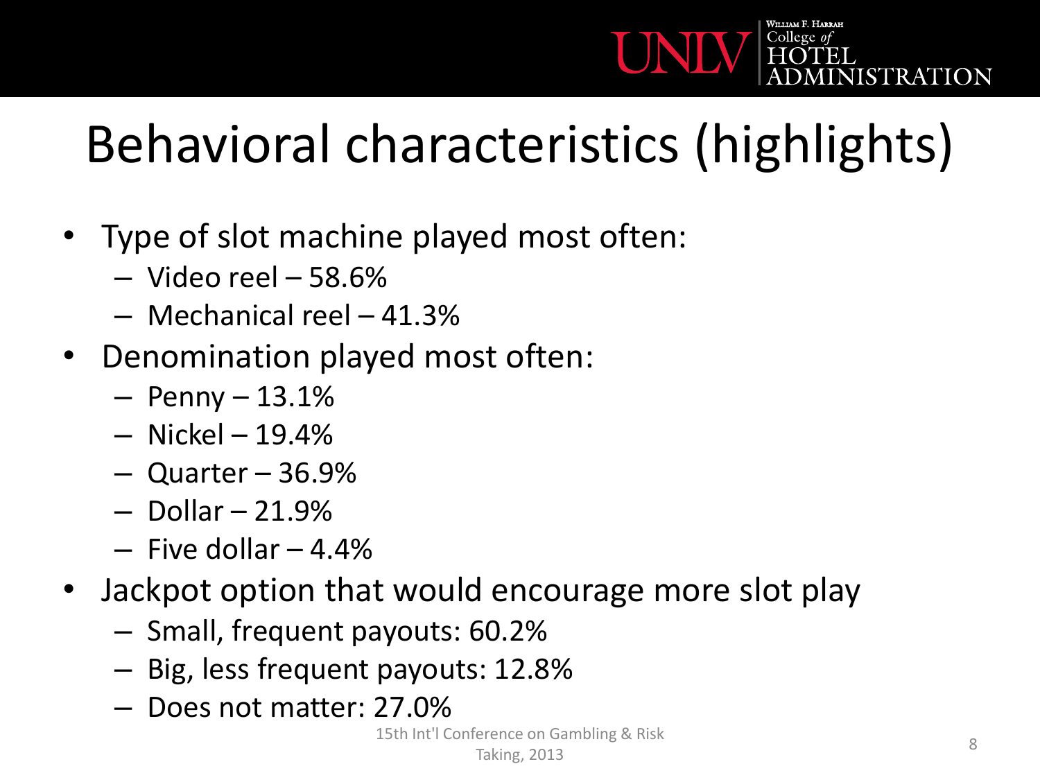# Behavioral characteristics (highlights)

- Type of slot machine played most often:
  - Video reel – 58.6%
  - Mechanical reel – 41.3%
- Denomination played most often:
  - Penny – 13.1%
  - Nickel – 19.4%
  - Quarter – 36.9%
  - Dollar – 21.9%
  - Five dollar – 4.4%
- Jackpot option that would encourage more slot play
  - Small, frequent payouts: 60.2%
  - Big, less frequent payouts: 12.8%
  - Does not matter: 27.0%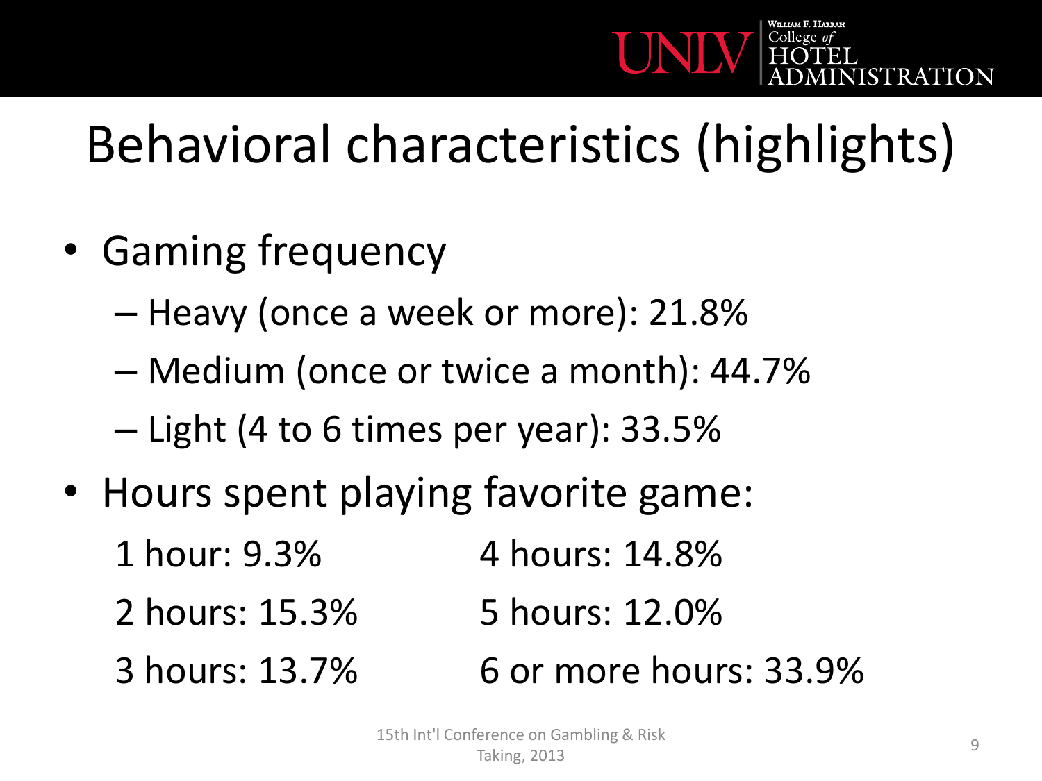# Behavioral characteristics (highlights)

- Gaming frequency
  - Heavy (once a week or more): 21.8%
  - Medium (once or twice a month): 44.7%
  - Light (4 to 6 times per year): 33.5%
- Hours spent playing favorite game:

  1 hour: 9.3%
  2 hours: 15.3%
  3 hours: 13.7%
  4 hours: 14.8%
  5 hours: 12.0%
  6 or more hours: 33.9%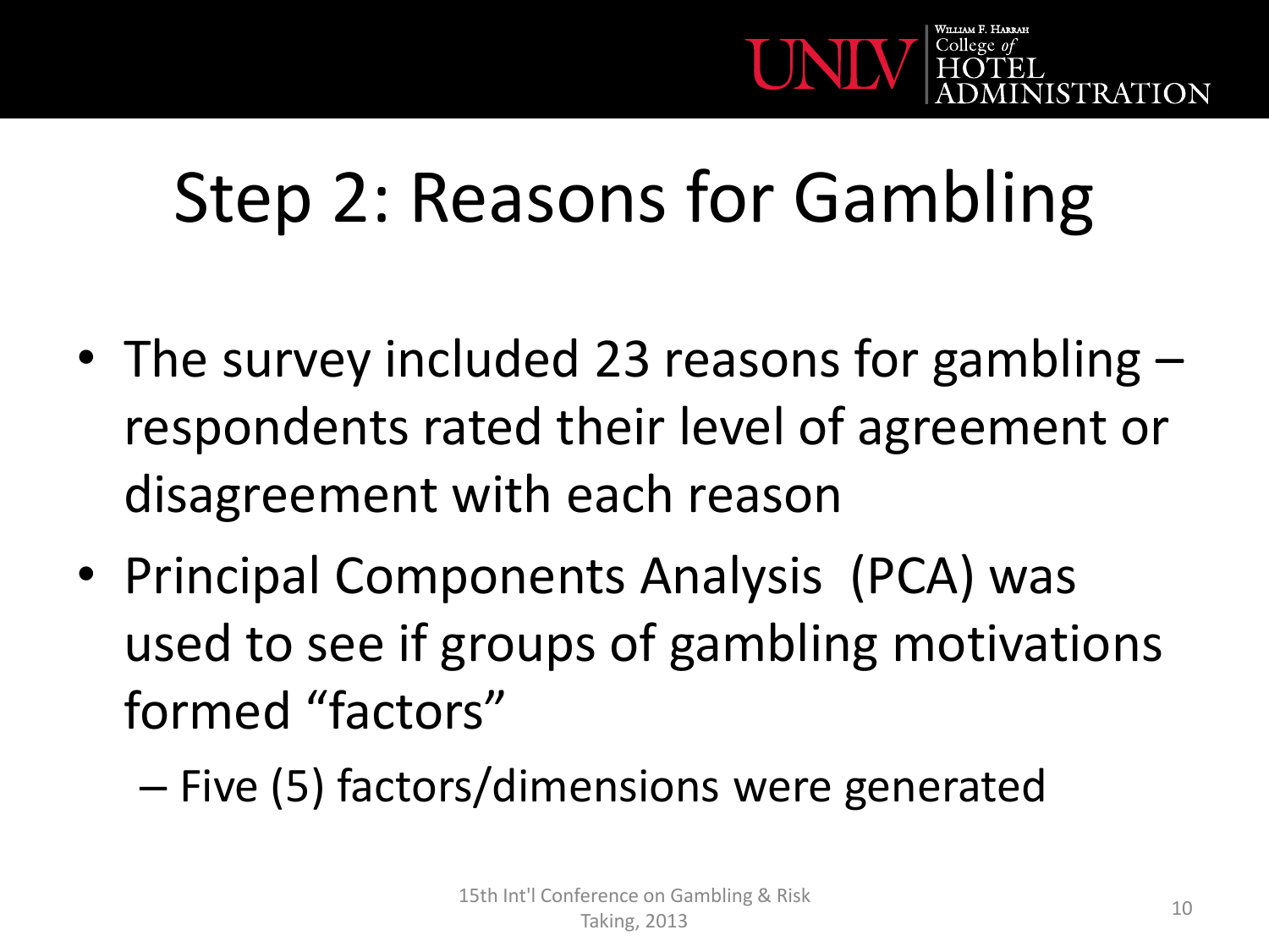# Step 2: Reasons for Gambling

- The survey included 23 reasons for gambling – respondents rated their level of agreement or disagreement with each reason
- Principal Components Analysis (PCA) was used to see if groups of gambling motivations formed "factors"
  - Five (5) factors/dimensions were generated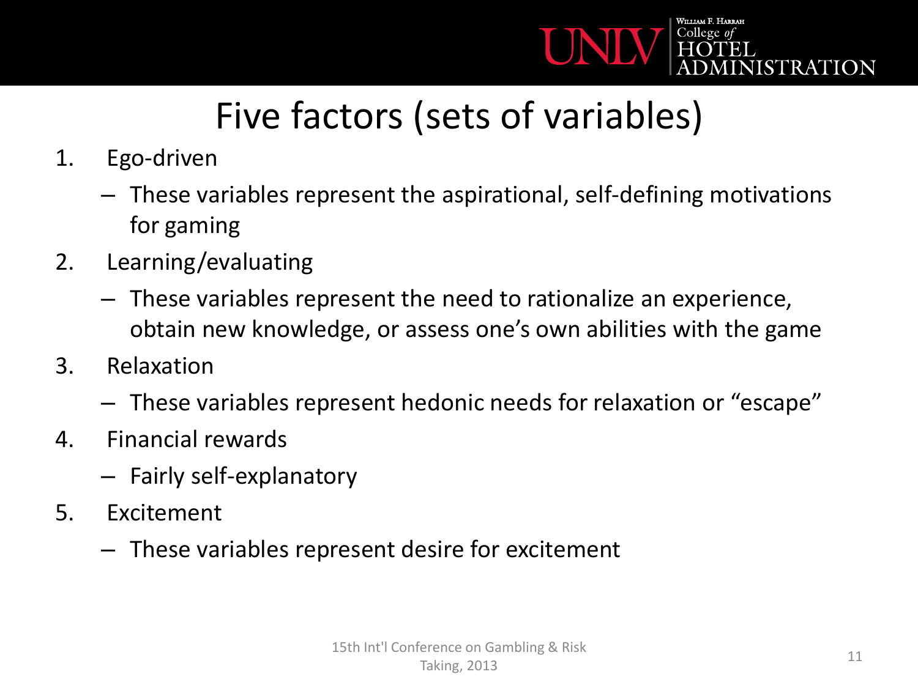# Five factors (sets of variables)

1. Ego-driven
   - These variables represent the aspirational, self-defining motivations for gaming
2. Learning/evaluating
   - These variables represent the need to rationalize an experience, obtain new knowledge, or assess one's own abilities with the game
3. Relaxation
   - These variables represent hedonic needs for relaxation or "escape"
4. Financial rewards
   - Fairly self-explanatory
5. Excitement
   - These variables represent desire for excitement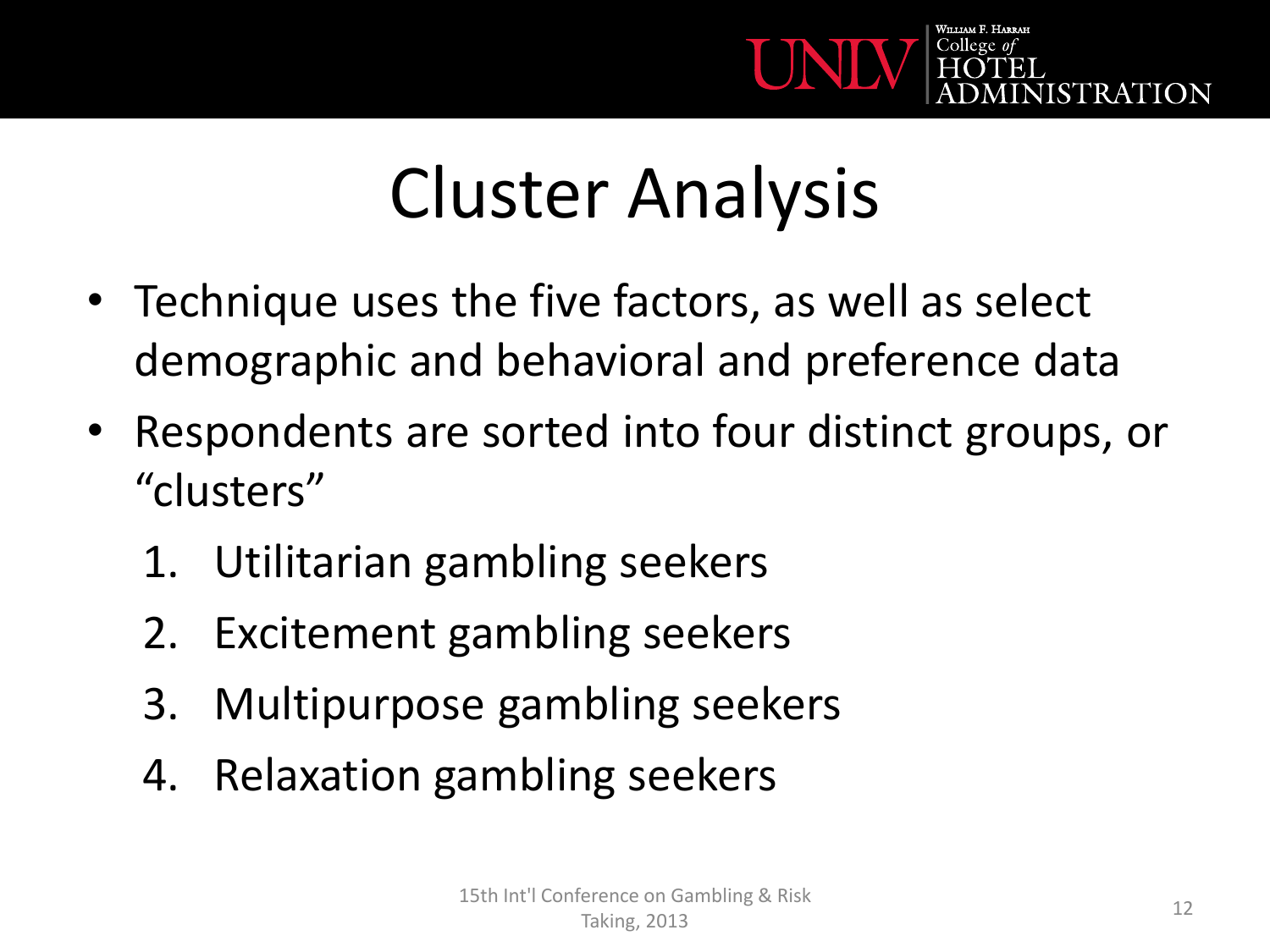# Cluster Analysis

- Technique uses the five factors, as well as select demographic and behavioral and preference data
- Respondents are sorted into four distinct groups, or "clusters"
  1. Utilitarian gambling seekers
  2. Excitement gambling seekers
  3. Multipurpose gambling seekers
  4. Relaxation gambling seekers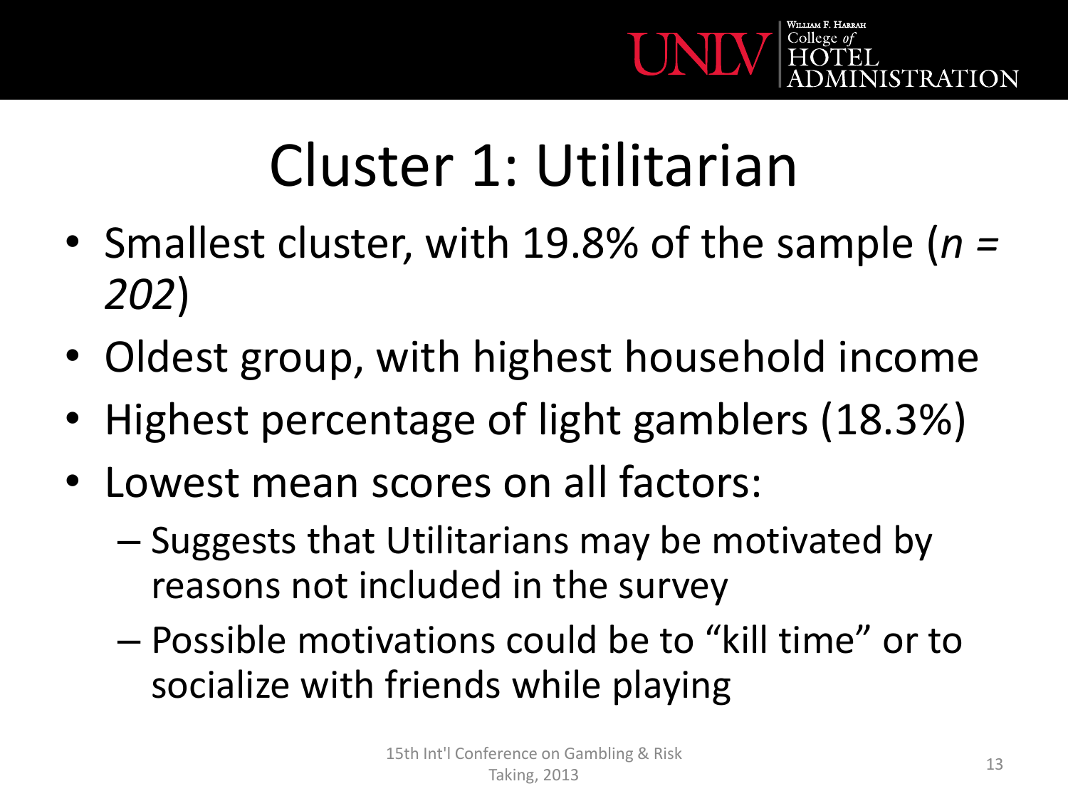# Cluster 1: Utilitarian

- Smallest cluster, with 19.8% of the sample (*n = 202*)
- Oldest group, with highest household income
- Highest percentage of light gamblers (18.3%)
- Lowest mean scores on all factors:
  - Suggests that Utilitarians may be motivated by reasons not included in the survey
  - Possible motivations could be to "kill time" or to socialize with friends while playing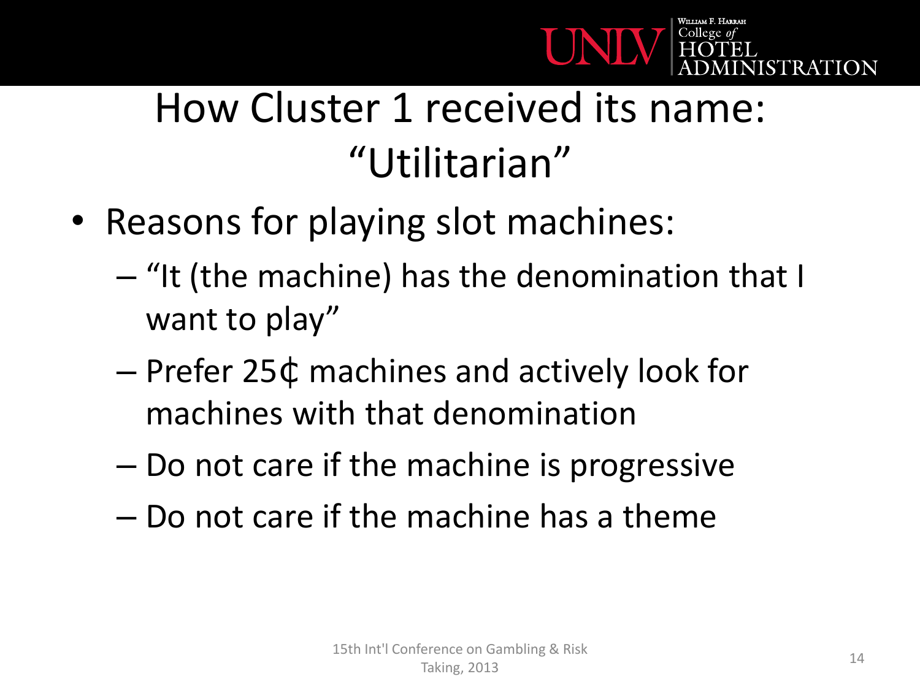# How Cluster 1 received its name: "Utilitarian"

- Reasons for playing slot machines:
  - "It (the machine) has the denomination that I want to play"
  - Prefer 25¢ machines and actively look for machines with that denomination
  - Do not care if the machine is progressive
  - Do not care if the machine has a theme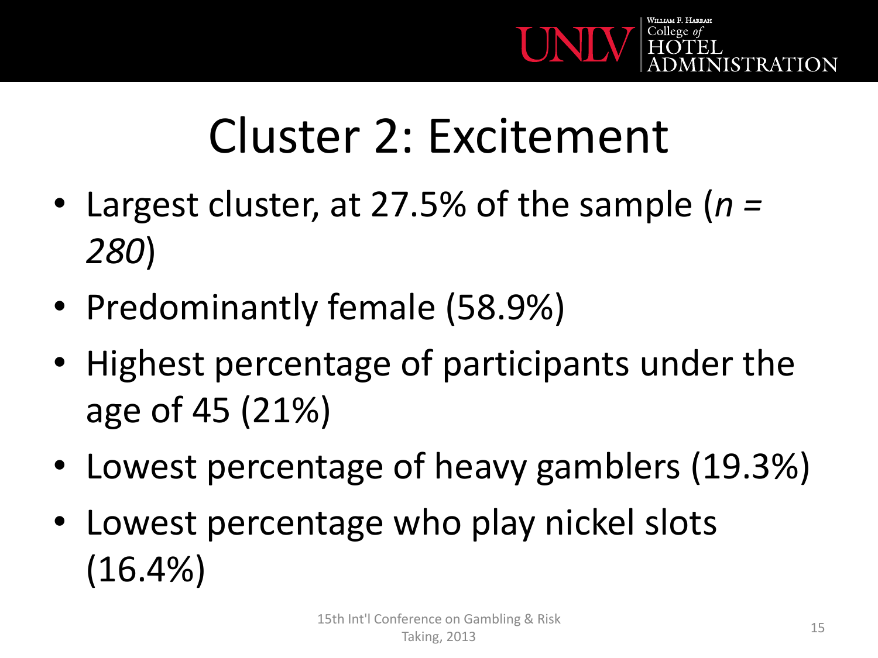# Cluster 2: Excitement

- Largest cluster, at 27.5% of the sample (*n = 280*)
- Predominantly female (58.9%)
- Highest percentage of participants under the age of 45 (21%)
- Lowest percentage of heavy gamblers (19.3%)
- Lowest percentage who play nickel slots (16.4%)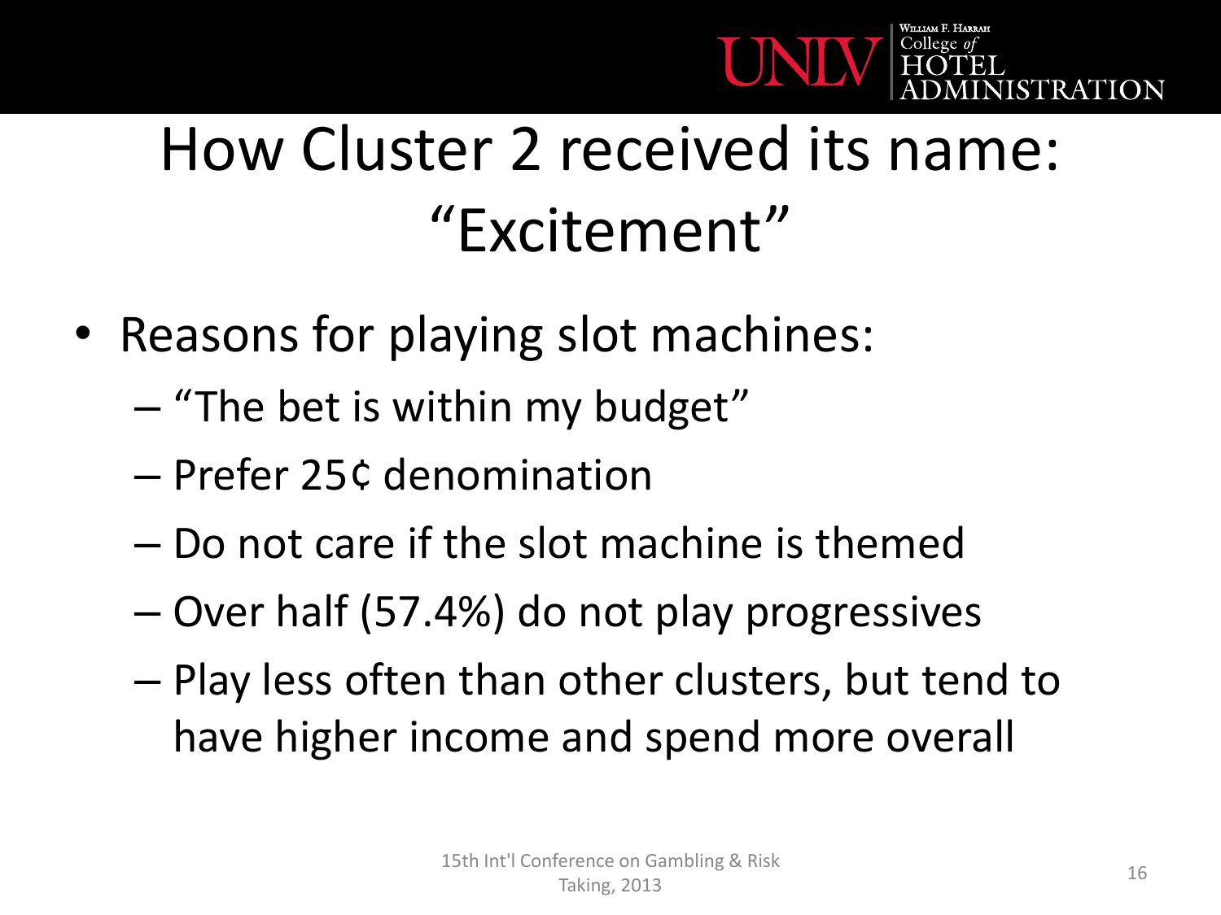# How Cluster 2 received its name: "Excitement"

- Reasons for playing slot machines:
  - "The bet is within my budget"
  - Prefer 25¢ denomination
  - Do not care if the slot machine is themed
  - Over half (57.4%) do not play progressives
  - Play less often than other clusters, but tend to have higher income and spend more overall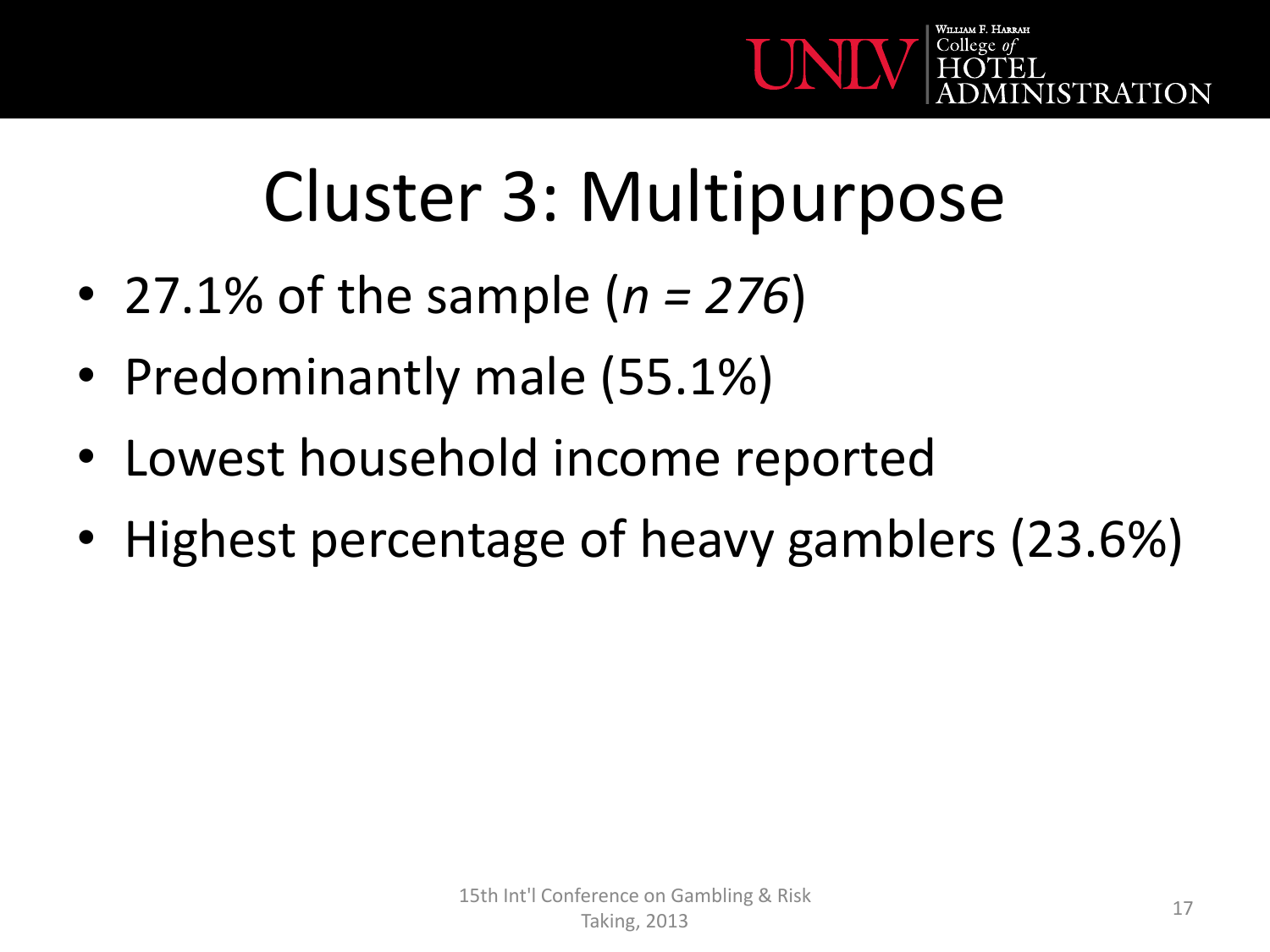# Cluster 3: Multipurpose

- 27.1% of the sample (*n = 276*)
- Predominantly male (55.1%)
- Lowest household income reported
- Highest percentage of heavy gamblers (23.6%)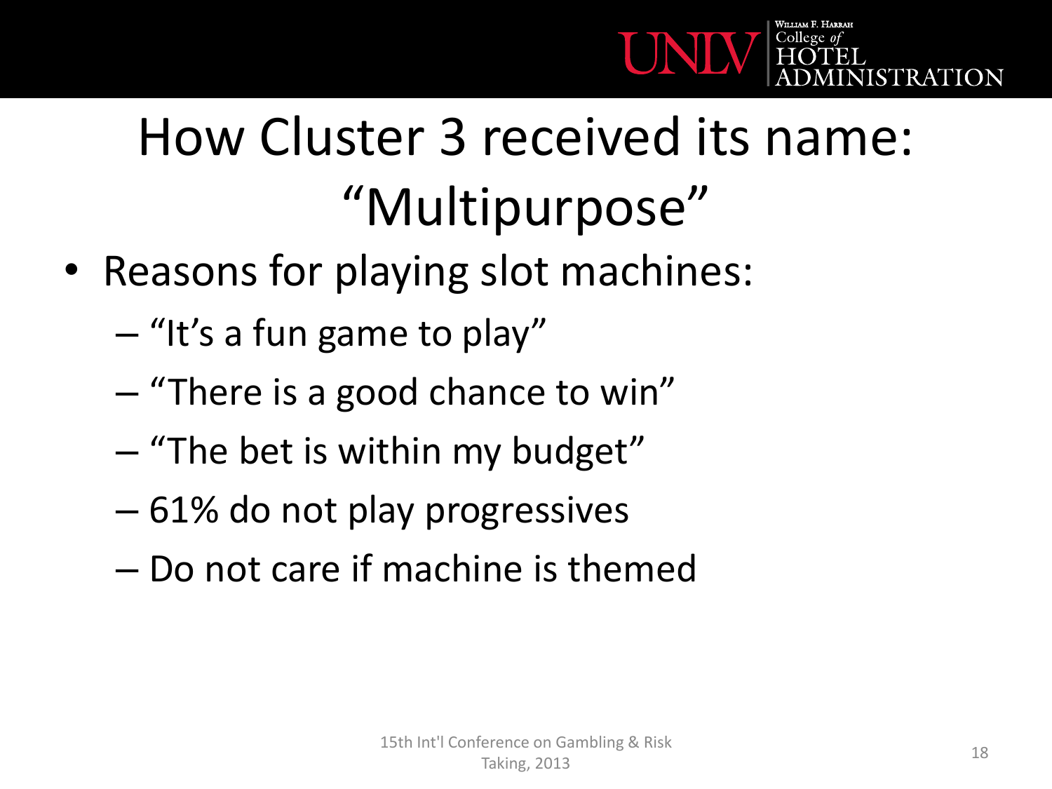# How Cluster 3 received its name: "Multipurpose"

- Reasons for playing slot machines:
  - "It's a fun game to play"
  - "There is a good chance to win"
  - "The bet is within my budget"
  - 61% do not play progressives
  - Do not care if machine is themed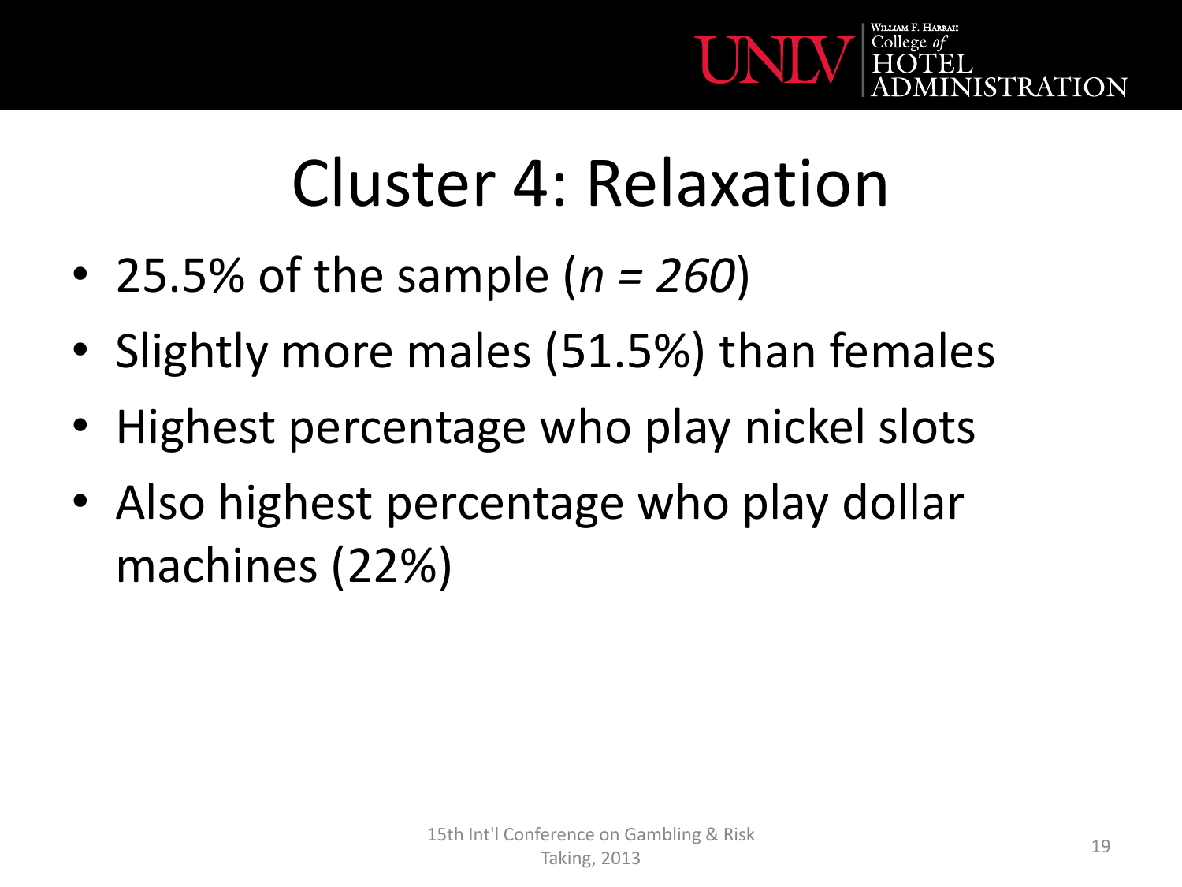# Cluster 4: Relaxation

- 25.5% of the sample (*n = 260*)
- Slightly more males (51.5%) than females
- Highest percentage who play nickel slots
- Also highest percentage who play dollar machines (22%)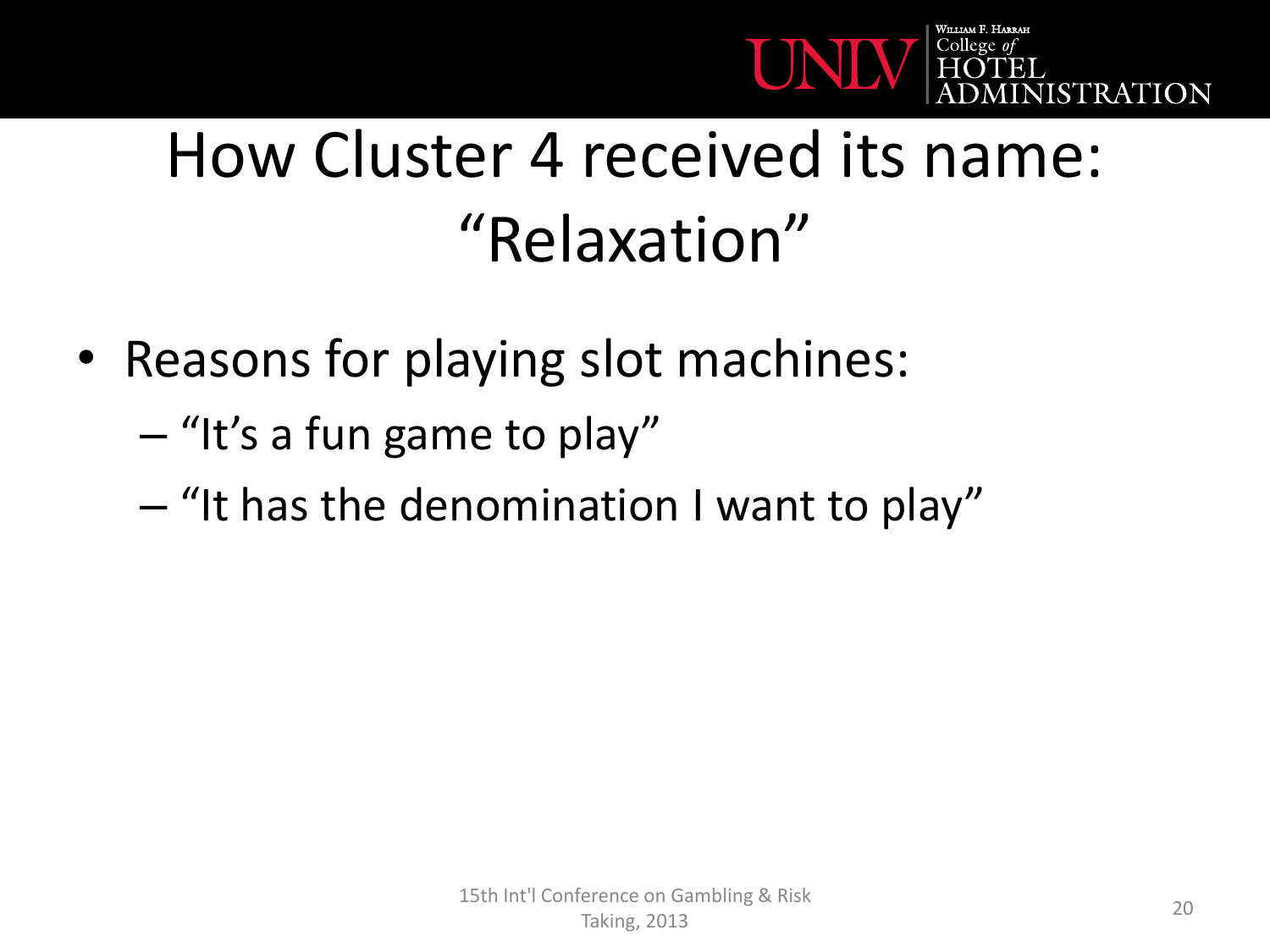# How Cluster 4 received its name: "Relaxation"

- Reasons for playing slot machines:
  - "It's a fun game to play"
  - "It has the denomination I want to play"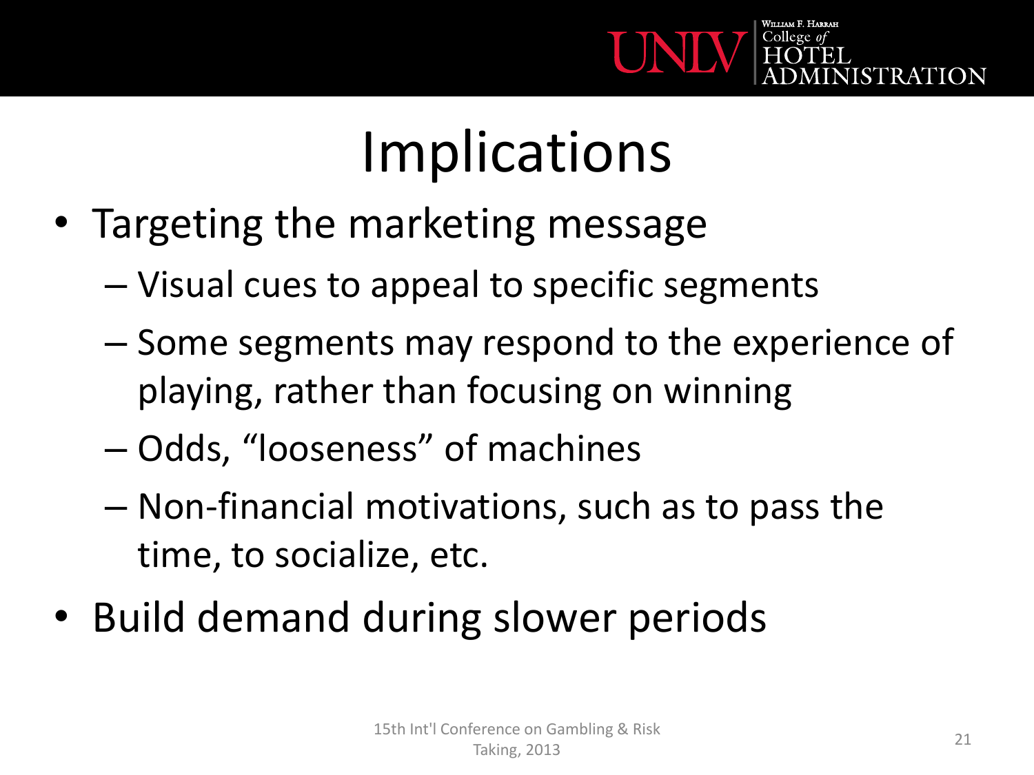# Implications

- Targeting the marketing message
  - Visual cues to appeal to specific segments
  - Some segments may respond to the experience of playing, rather than focusing on winning
  - Odds, "looseness" of machines
  - Non-financial motivations, such as to pass the time, to socialize, etc.
- Build demand during slower periods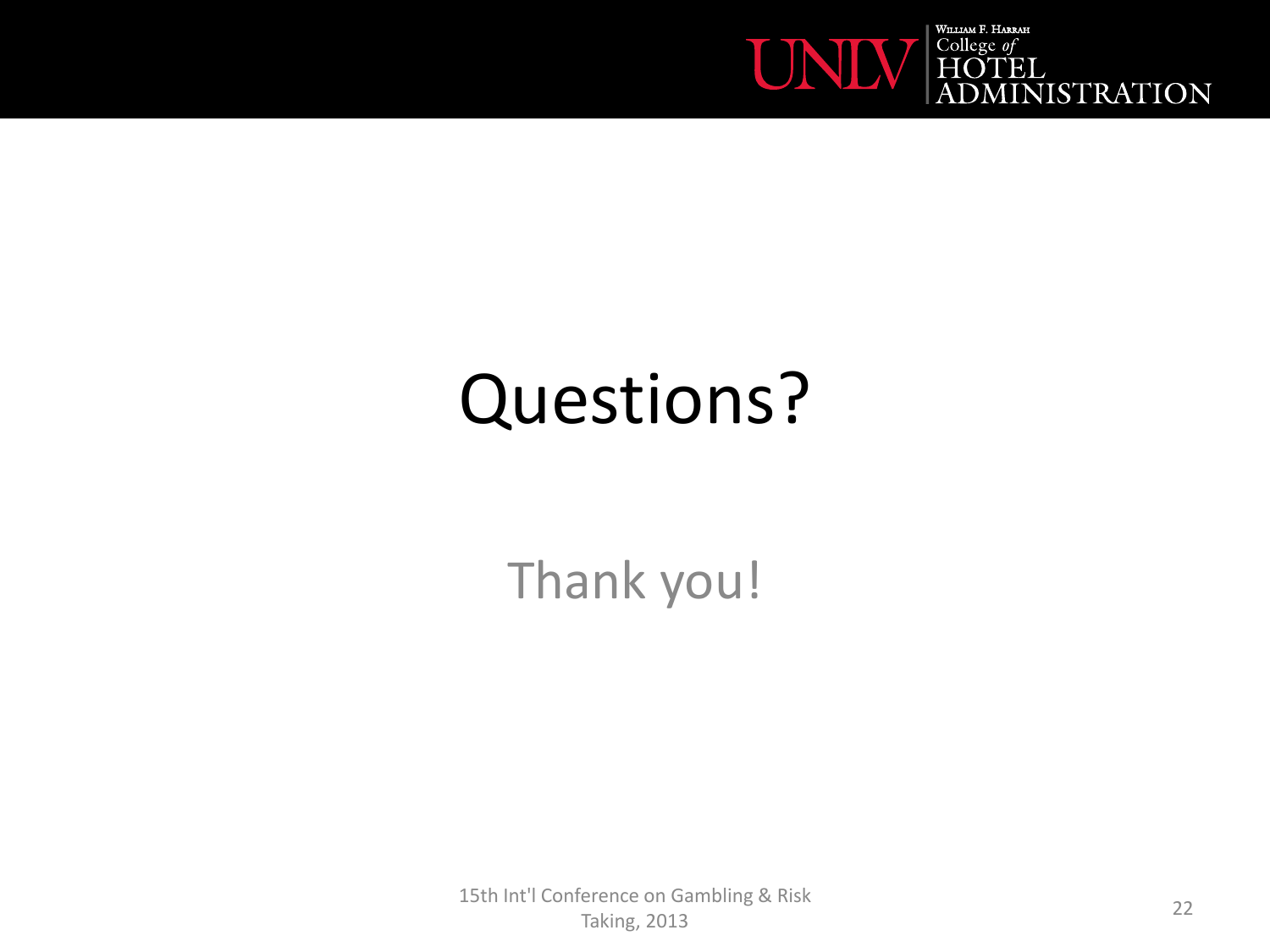# Questions?

Thank you!